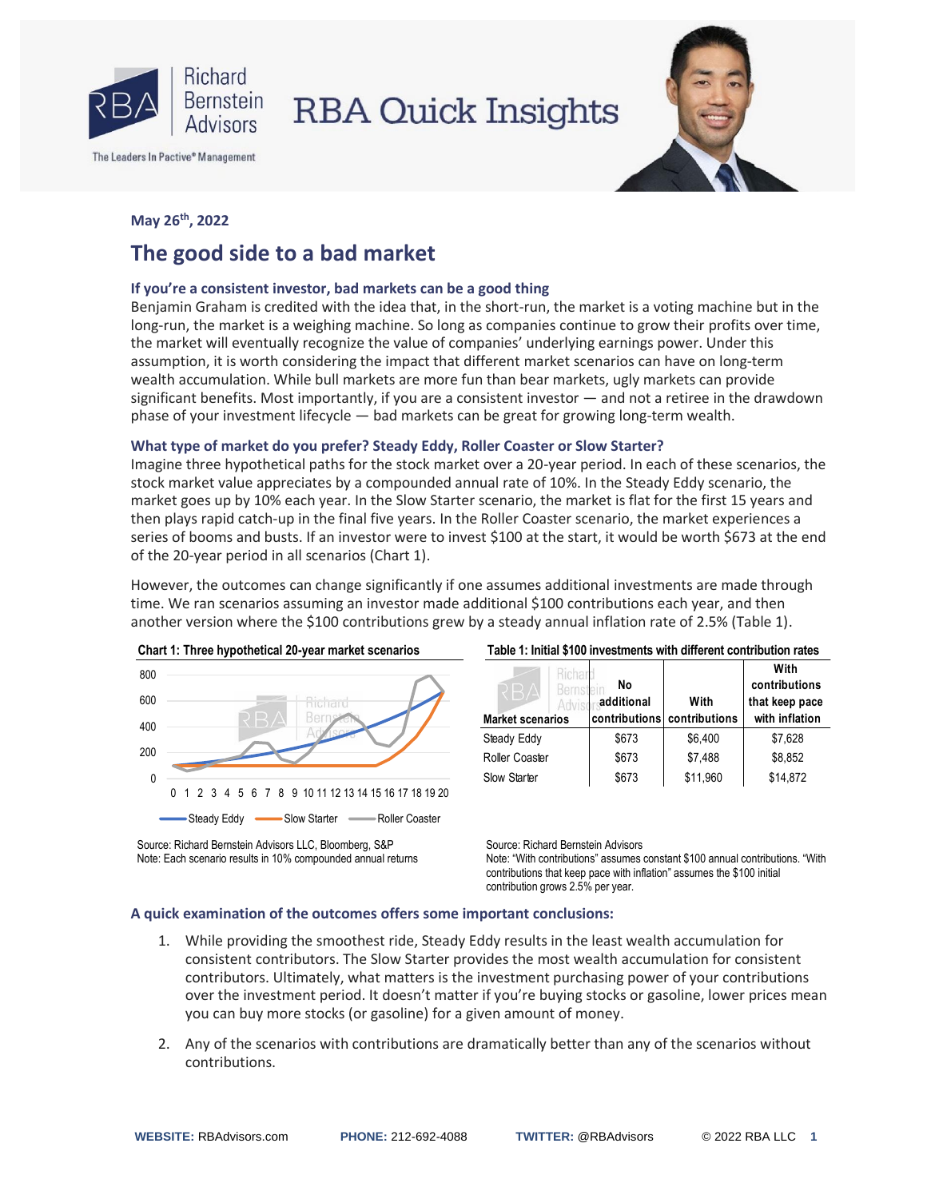# RBA Quick Insights

**May 26th, 2022**

## The good side to a bad market

### If you're a consistent investor, bad markets can be a good thing

Benjamin Graham is credited with the idea that, in the short-run, the market is a voting machine but in the long-run, the market is a weighing machine. So long as companies continue to grow their profits over time, the market will eventually recognize the value of companies' underlying earnings power. Under this assumption, it is worth considering the impact that different market scenarios can have on long-term wealth accumulation. While bull markets are more fun than bear markets, ugly markets can provide significant benefits. Most importantly, if you are a consistent investor — and not a retiree in the drawdown phase of your investment lifecycle — bad markets can be great for growing long-term wealth.

### What type of market do you prefer? Steady Eddy, Roller Coaster or Slow Starter?

Imagine three hypothetical paths for the stock market over a 20-year period. In each of these scenarios, the stock market value appreciates by a compounded annual rate of 10%. In the Steady Eddy scenario, the market goes up by 10% each year. In the Slow Starter scenario, the market is flat for the first 15 years and then plays rapid catch-up in the final five years. In the Roller Coaster scenario, the market experiences a series of booms and busts. If an investor were to invest $100 at the start, it would be worth $673 at the end of the 20-year period in all scenarios (Chart 1).

However, the outcomes can change significantly if one assumes additional investments are made through time. We ran scenarios assuming an investor made additional $100 contributions each year, and then another version where the $100 contributions grew by a steady annual inflation rate of 2.5% (Table 1).

**Chart 1: Three hypothetical 20-year market scenarios**

Source: Richard Bernstein Advisors LLC, Bloomberg, S&P
Note: Each scenario results in 10% compounded annual returns

**Table 1: Initial $100 investments with different contribution rates**

| Market scenarios | No additional contributions | With contributions | With contributions that keep pace with inflation |
|---|---|---|---|
| Steady Eddy | $673 | $6,400 | $7,628 |
| Roller Coaster | $673 | $7,488 | $8,852 |
| Slow Starter | $673 | $11,960 | $14,872 |

Source: Richard Bernstein Advisors
Note: "With contributions" assumes constant $100 annual contributions. "With contributions that keep pace with inflation" assumes the $100 initial contribution grows 2.5% per year.

### A quick examination of the outcomes offers some important conclusions:

1. While providing the smoothest ride, Steady Eddy results in the least wealth accumulation for consistent contributors. The Slow Starter provides the most wealth accumulation for consistent contributors. Ultimately, what matters is the investment purchasing power of your contributions over the investment period. It doesn't matter if you're buying stocks or gasoline, lower prices mean you can buy more stocks (or gasoline) for a given amount of money.

2. Any of the scenarios with contributions are dramatically better than any of the scenarios without contributions.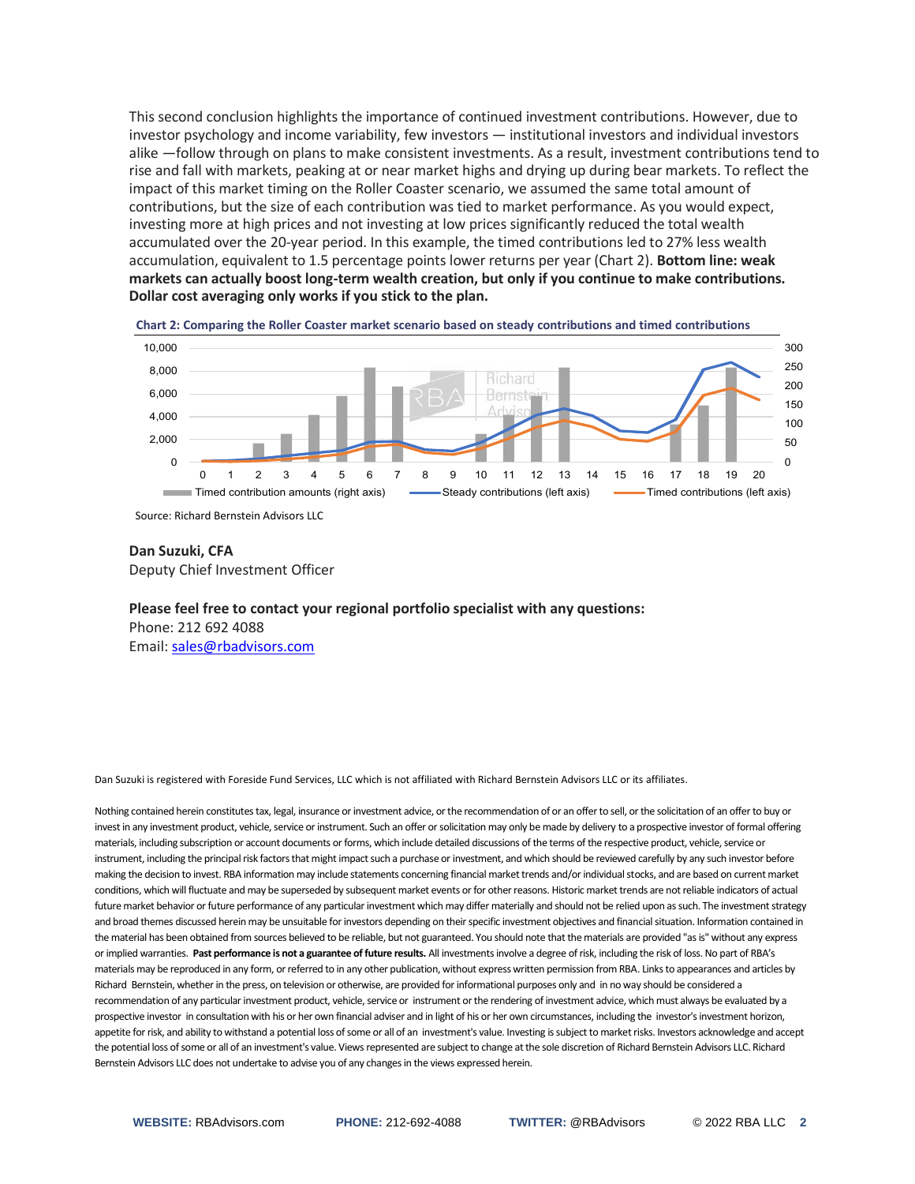This second conclusion highlights the importance of continued investment contributions. However, due to investor psychology and income variability, few investors — institutional investors and individual investors alike —follow through on plans to make consistent investments. As a result, investment contributions tend to rise and fall with markets, peaking at or near market highs and drying up during bear markets. To reflect the impact of this market timing on the Roller Coaster scenario, we assumed the same total amount of contributions, but the size of each contribution was tied to market performance. As you would expect, investing more at high prices and not investing at low prices significantly reduced the total wealth accumulated over the 20-year period. In this example, the timed contributions led to 27% less wealth accumulation, equivalent to 1.5 percentage points lower returns per year (Chart 2). **Bottom line: weak markets can actually boost long-term wealth creation, but only if you continue to make contributions. Dollar cost averaging only works if you stick to the plan.**

**Chart 2: Comparing the Roller Coaster market scenario based on steady contributions and timed contributions**

10,000
8,000
6,000
4,000
2,000
0

300
250
200
150
100
50
0

0 1 2 3 4 5 6 7 8 9 10 11 12 13 14 15 16 17 18 19 20

Timed contribution amounts (right axis)
Steady contributions (left axis)
Timed contributions (left axis)

Source: Richard Bernstein Advisors LLC

**Dan Suzuki, CFA**
Deputy Chief Investment Officer

**Please feel free to contact your regional portfolio specialist with any questions:**
Phone: 212 692 4088
Email: sales@rbadvisors.com

Dan Suzuki is registered with Foreside Fund Services, LLC which is not affiliated with Richard Bernstein Advisors LLC or its affiliates.

Nothing contained herein constitutes tax, legal, insurance or investment advice, or the recommendation of or an offer to sell, or the solicitation of an offer to buy or invest in any investment product, vehicle, service or instrument. Such an offer or solicitation may only be made by delivery to a prospective investor of formal offering materials, including subscription or account documents or forms, which include detailed discussions of the terms of the respective product, vehicle, service or instrument, including the principal risk factors that might impact such a purchase or investment, and which should be reviewed carefully by any such investor before making the decision to invest. RBA information may include statements concerning financial market trends and/or individual stocks, and are based on current market conditions, which will fluctuate and may be superseded by subsequent market events or for other reasons. Historic market trends are not reliable indicators of actual future market behavior or future performance of any particular investment which may differ materially and should not be relied upon as such. The investment strategy and broad themes discussed herein may be unsuitable for investors depending on their specific investment objectives and financial situation. Information contained in the material has been obtained from sources believed to be reliable, but not guaranteed. You should note that the materials are provided "as is" without any express or implied warranties. **Past performance is not a guarantee of future results.** All investments involve a degree of risk, including the risk of loss. No part of RBA's materials may be reproduced in any form, or referred to in any other publication, without express written permission from RBA. Links to appearances and articles by Richard Bernstein, whether in the press, on television or otherwise, are provided for informational purposes only and in no way should be considered a recommendation of any particular investment product, vehicle, service or instrument or the rendering of investment advice, which must always be evaluated by a prospective investor in consultation with his or her own financial adviser and in light of his or her own circumstances, including the investor's investment horizon, appetite for risk, and ability to withstand a potential loss of some or all of an investment's value. Investing is subject to market risks. Investors acknowledge and accept the potential loss of some or all of an investment's value. Views represented are subject to change at the sole discretion of Richard Bernstein Advisors LLC. Richard Bernstein Advisors LLC does not undertake to advise you of any changes in the views expressed herein.

**WEBSITE:** RBAdvisors.com **PHONE:** 212-692-4088 **TWITTER:** @RBAdvisors © 2022 RBA LLC